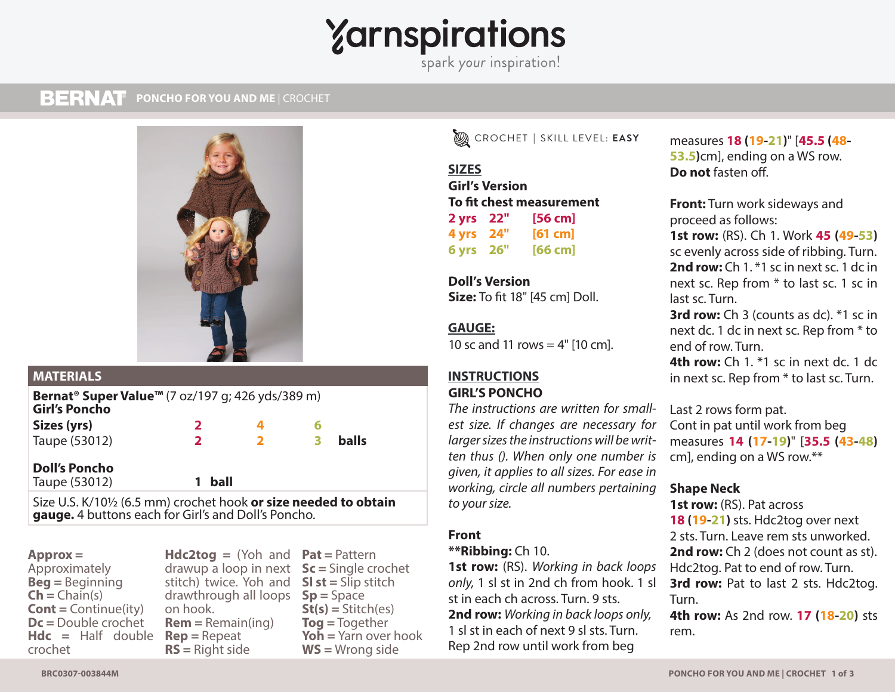# Yarnspirations

spark your inspiration!

**BERNAT** PONCHO FOR YOU AND ME | CROCHET

## MATERIALS

**Bernat® Super Value™** (7 oz/197 g; 426 yds/389 m)

**Girl's Poncho**

| Sizes (yrs) | 2 | 4 | 6 | |
|---|---|---|---|---|
| Taupe (53012) | 2 | 2 | 3 | balls |

**Doll's Poncho**

Taupe (53012) **1 ball**

Size U.S. K/10½ (6.5 mm) crochet hook **or size needed to obtain gauge.** 4 buttons each for Girl's and Doll's Poncho.

**Approx** = Approximately
**Beg** = Beginning
**Ch** = Chain(s)
**Cont** = Continue(ity)
**Dc** = Double crochet
**Hdc** = Half double crochet
**Hdc2tog** = (Yoh and drawup a loop in next stitch) twice. Yoh and drawthrough all loops on hook.
**Rem** = Remain(ing)
**Rep** = Repeat
**RS** = Right side
**Pat** = Pattern
**Sc** = Single crochet
**Sl st** = Slip stitch
**Sp** = Space
**St(s)** = Stitch(es)
**Tog** = Together
**Yoh** = Yarn over hook
**WS** = Wrong side

CROCHET | SKILL LEVEL: **EASY**

## SIZES

**Girl's Version**

**To fit chest measurement**

| | | |
|---|---|---|
| 2 yrs | 22" | [56 cm] |
| 4 yrs | 24" | [61 cm] |
| 6 yrs | 26" | [66 cm] |

**Doll's Version**

**Size:** To fit 18" [45 cm] Doll.

## GAUGE:

10 sc and 11 rows = 4" [10 cm].

## INSTRUCTIONS

### GIRL'S PONCHO

*The instructions are written for smallest size. If changes are necessary for larger sizes the instructions will be written thus (). When only one number is given, it applies to all sizes. For ease in working, circle all numbers pertaining to your size.*

**Front**

****Ribbing:** Ch 10.

**1st row:** (RS). *Working in back loops only,* 1 sl st in 2nd ch from hook. 1 sl st in each ch across. Turn. 9 sts.

**2nd row:** *Working in back loops only,* 1 sl st in each of next 9 sl sts. Turn.

Rep 2nd row until work from beg measures **18 (19-21)" [45.5 (48-53.5)cm]**, ending on a WS row.

**Do not** fasten off.

**Front:** Turn work sideways and proceed as follows:

**1st row:** (RS). Ch 1. Work **45 (49-53)** sc evenly across side of ribbing. Turn.

**2nd row:** Ch 1. *1 sc in next sc. 1 dc in next sc. Rep from * to last sc. 1 sc in last sc. Turn.

**3rd row:** Ch 3 (counts as dc). *1 sc in next dc. 1 dc in next sc. Rep from * to end of row. Turn.

**4th row:** Ch 1. *1 sc in next dc. 1 dc in next sc. Rep from * to last sc. Turn.

Last 2 rows form pat.

Cont in pat until work from beg measures **14 (17-19)" [35.5 (43-48) cm]**, ending on a WS row.**

**Shape Neck**

**1st row:** (RS). Pat across **18 (19-21)** sts. Hdc2tog over next 2 sts. Turn. Leave rem sts unworked.

**2nd row:** Ch 2 (does not count as st). Hdc2tog. Pat to end of row. Turn.

**3rd row:** Pat to last 2 sts. Hdc2tog. Turn.

**4th row:** As 2nd row. **17 (18-20)** sts rem.

BRC0307-003844M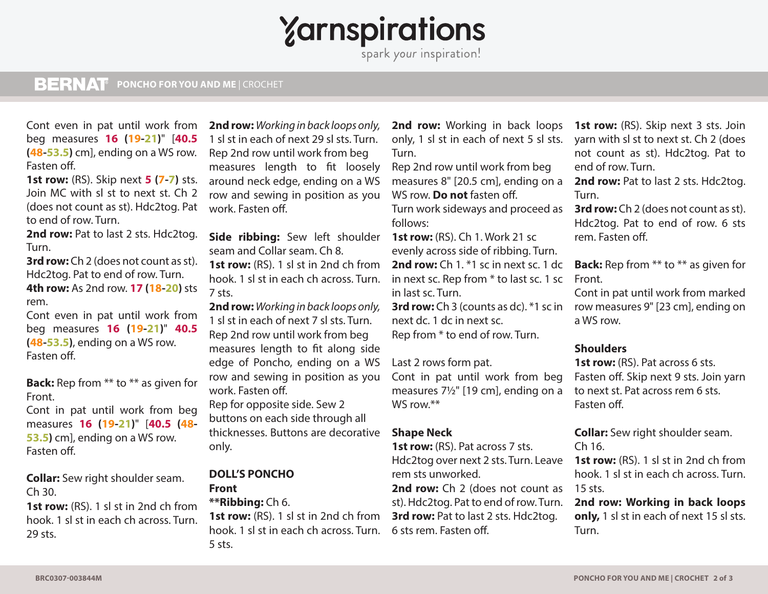Cont even in pat until work from beg measures **16 (19-21)"** [**40.5 (48-53.5)** cm], ending on a WS row. Fasten off.

**1st row:** (RS). Skip next **5 (7-7)** sts. Join MC with sl st to next st. Ch 2 (does not count as st). Hdc2tog. Pat to end of row. Turn.

**2nd row:** Pat to last 2 sts. Hdc2tog. Turn.

**3rd row:** Ch 2 (does not count as st). Hdc2tog. Pat to end of row. Turn.

**4th row:** As 2nd row. **17 (18-20)** sts rem.

Cont even in pat until work from beg measures **16 (19-21)" 40.5 (48-53.5)**, ending on a WS row. Fasten off.

**Back:** Rep from ** to ** as given for Front.

Cont in pat until work from beg measures **16 (19-21)"** [**40.5 (48-53.5)** cm], ending on a WS row. Fasten off.

**Collar:** Sew right shoulder seam. Ch 30.

**1st row:** (RS). 1 sl st in 2nd ch from hook. 1 sl st in each ch across. Turn. 29 sts.

**2nd row:** *Working in back loops only,* 1 sl st in each of next 29 sl sts. Turn.

Rep 2nd row until work from beg measures length to fit loosely around neck edge, ending on a WS row and sewing in position as you work. Fasten off.

**Side ribbing:** Sew left shoulder seam and Collar seam. Ch 8.

**1st row:** (RS). 1 sl st in 2nd ch from hook. 1 sl st in each ch across. Turn. 7 sts.

**2nd row:** *Working in back loops only,* 1 sl st in each of next 7 sl sts. Turn.

Rep 2nd row until work from beg measures length to fit along side edge of Poncho, ending on a WS row and sewing in position as you work. Fasten off.

Rep for opposite side. Sew 2 buttons on each side through all thicknesses. Buttons are decorative only.

## DOLL'S PONCHO

### Front

****Ribbing:** Ch 6.

**1st row:** (RS). 1 sl st in 2nd ch from hook. 1 sl st in each ch across. Turn. 5 sts.

**2nd row:** Working in back loops only, 1 sl st in each of next 5 sl sts. Turn.

Rep 2nd row until work from beg measures 8" [20.5 cm], ending on a WS row. **Do not** fasten off.

Turn work sideways and proceed as follows:

**1st row:** (RS). Ch 1. Work 21 sc evenly across side of ribbing. Turn.

**2nd row:** Ch 1. *1 sc in next sc. 1 dc in next sc. Rep from * to last sc. 1 sc in last sc. Turn.

**3rd row:** Ch 3 (counts as dc). *1 sc in next dc. 1 dc in next sc.

Rep from * to end of row. Turn.

Last 2 rows form pat.

Cont in pat until work from beg measures 7½" [19 cm], ending on a WS row.**

### Shape Neck

**1st row:** (RS). Pat across 7 sts. Hdc2tog over next 2 sts. Turn. Leave rem sts unworked.

**2nd row:** Ch 2 (does not count as st). Hdc2tog. Pat to end of row. Turn.

**3rd row:** Pat to last 2 sts. Hdc2tog. 6 sts rem. Fasten off.

**1st row:** (RS). Skip next 3 sts. Join yarn with sl st to next st. Ch 2 (does not count as st). Hdc2tog. Pat to end of row. Turn.

**2nd row:** Pat to last 2 sts. Hdc2tog. Turn.

**3rd row:** Ch 2 (does not count as st). Hdc2tog. Pat to end of row. 6 sts rem. Fasten off.

**Back:** Rep from ** to ** as given for Front.

Cont in pat until work from marked row measures 9" [23 cm], ending on a WS row.

### Shoulders

**1st row:** (RS). Pat across 6 sts. Fasten off. Skip next 9 sts. Join yarn to next st. Pat across rem 6 sts. Fasten off.

**Collar:** Sew right shoulder seam. Ch 16.

**1st row:** (RS). 1 sl st in 2nd ch from hook. 1 sl st in each ch across. Turn. 15 sts.

**2nd row: Working in back loops only,** 1 sl st in each of next 15 sl sts. Turn.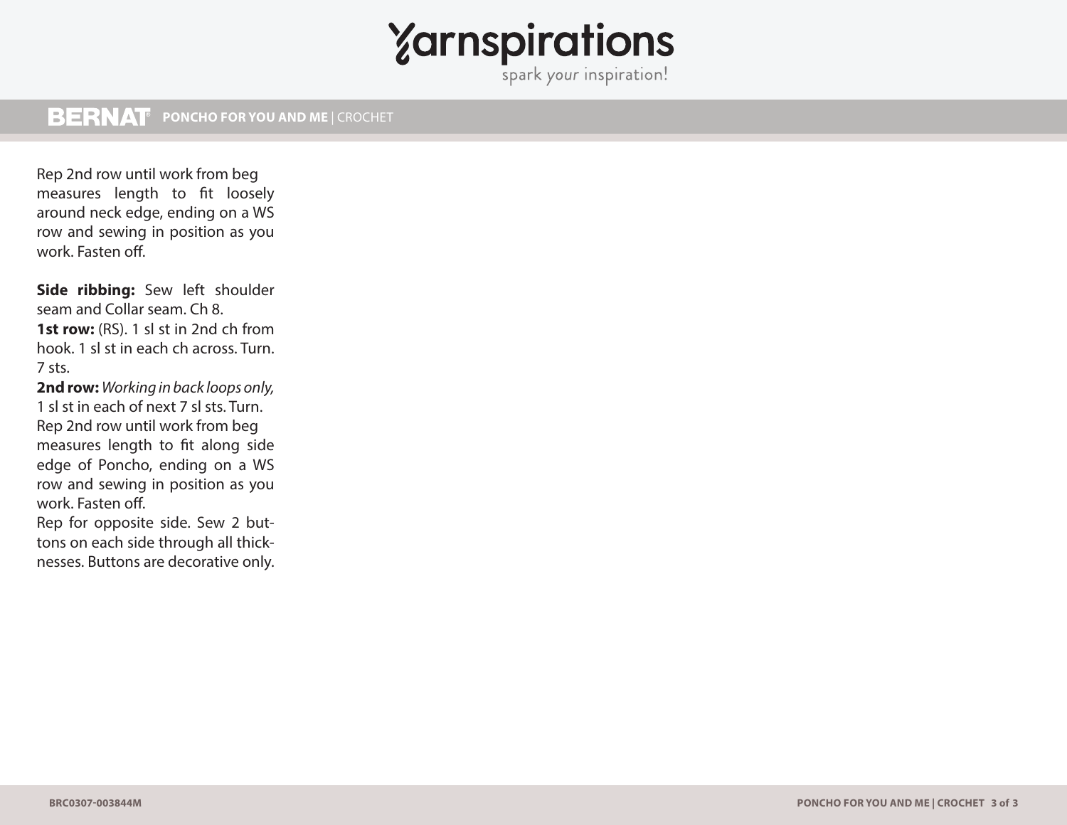Rep 2nd row until work from beg measures length to fit loosely around neck edge, ending on a WS row and sewing in position as you work. Fasten off.

**Side ribbing:** Sew left shoulder seam and Collar seam. Ch 8.

**1st row:** (RS). 1 sl st in 2nd ch from hook. 1 sl st in each ch across. Turn. 7 sts.

**2nd row:** *Working in back loops only,* 1 sl st in each of next 7 sl sts. Turn.

Rep 2nd row until work from beg measures length to fit along side edge of Poncho, ending on a WS row and sewing in position as you work. Fasten off.

Rep for opposite side. Sew 2 buttons on each side through all thicknesses. Buttons are decorative only.